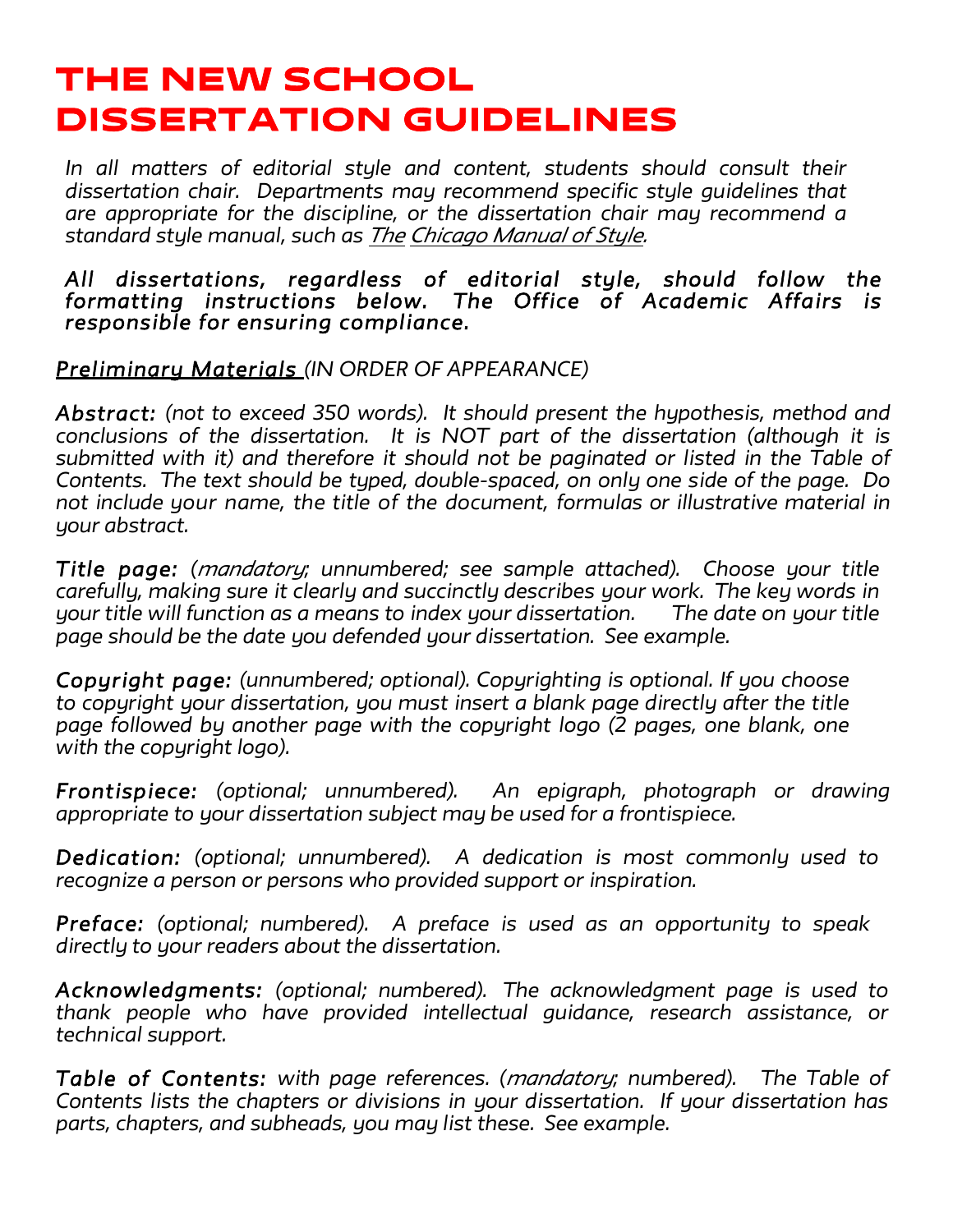# THE NEW SCHOOL DISSERTATION GUIDELINES

*In all matters of editorial style and content, students should consult their dissertation chair. Departments may recommend specific style guidelines that are appropriate for the discipline, or the dissertation chair may recommend a standard style manual, such as The Chicago Manual of Style.*

***All dissertations, regardless of editorial style, should follow the formatting instructions below. The Office of Academic Affairs is responsible for ensuring compliance.***

## *Preliminary Materials (IN ORDER OF APPEARANCE)*

***Abstract:*** *(not to exceed 350 words). It should present the hypothesis, method and conclusions of the dissertation. It is NOT part of the dissertation (although it is submitted with it) and therefore it should not be paginated or listed in the Table of Contents. The text should be typed, double-spaced, on only one side of the page. Do not include your name, the title of the document, formulas or illustrative material in your abstract.*

***Title page:*** *(mandatory; unnumbered; see sample attached). Choose your title carefully, making sure it clearly and succinctly describes your work. The key words in your title will function as a means to index your dissertation. The date on your title page should be the date you defended your dissertation. See example.*

***Copyright page:*** *(unnumbered; optional). Copyrighting is optional. If you choose to copyright your dissertation, you must insert a blank page directly after the title page followed by another page with the copyright logo (2 pages, one blank, one with the copyright logo).*

***Frontispiece:*** *(optional; unnumbered). An epigraph, photograph or drawing appropriate to your dissertation subject may be used for a frontispiece.*

***Dedication:*** *(optional; unnumbered). A dedication is most commonly used to recognize a person or persons who provided support or inspiration.*

***Preface:*** *(optional; numbered). A preface is used as an opportunity to speak directly to your readers about the dissertation.*

***Acknowledgments:*** *(optional; numbered). The acknowledgment page is used to thank people who have provided intellectual guidance, research assistance, or technical support.*

***Table of Contents:*** *with page references. (mandatory; numbered). The Table of Contents lists the chapters or divisions in your dissertation. If your dissertation has parts, chapters, and subheads, you may list these. See example.*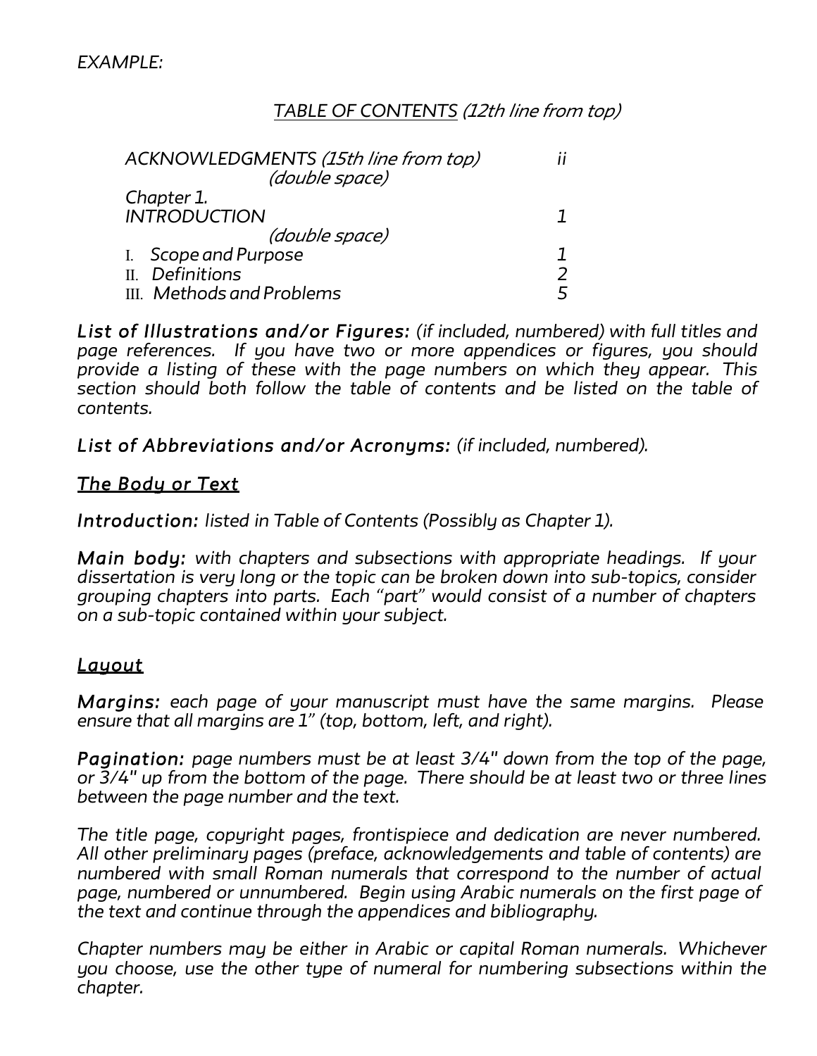*EXAMPLE:*

*TABLE OF CONTENTS (12th line from top)*

| | |
|---|---|
| *ACKNOWLEDGMENTS (15th line from top)* | *ii* |
| *(double space)* | |
| *Chapter 1.* | |
| *INTRODUCTION* | *1* |
| *(double space)* | |
| I. *Scope and Purpose* | *1* |
| II. *Definitions* | *2* |
| III. *Methods and Problems* | *5* |

***List of Illustrations and/or Figures:*** *(if included, numbered) with full titles and page references. If you have two or more appendices or figures, you should provide a listing of these with the page numbers on which they appear. This section should both follow the table of contents and be listed on the table of contents.*

***List of Abbreviations and/or Acronyms:*** *(if included, numbered).*

## *The Body or Text*

***Introduction:*** *listed in Table of Contents (Possibly as Chapter 1).*

***Main body:*** *with chapters and subsections with appropriate headings. If your dissertation is very long or the topic can be broken down into sub-topics, consider grouping chapters into parts. Each "part" would consist of a number of chapters on a sub-topic contained within your subject.*

## *Layout*

***Margins:*** *each page of your manuscript must have the same margins. Please ensure that all margins are 1" (top, bottom, left, and right).*

***Pagination:*** *page numbers must be at least 3/4" down from the top of the page, or 3/4" up from the bottom of the page. There should be at least two or three lines between the page number and the text.*

*The title page, copyright pages, frontispiece and dedication are never numbered. All other preliminary pages (preface, acknowledgements and table of contents) are numbered with small Roman numerals that correspond to the number of actual page, numbered or unnumbered. Begin using Arabic numerals on the first page of the text and continue through the appendices and bibliography.*

*Chapter numbers may be either in Arabic or capital Roman numerals. Whichever you choose, use the other type of numeral for numbering subsections within the chapter.*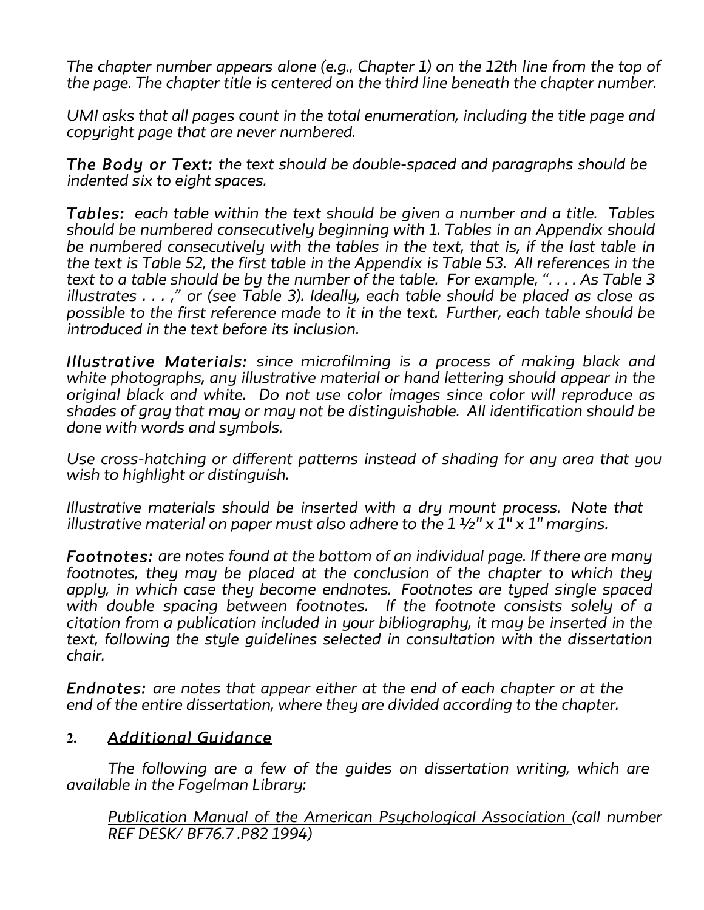*The chapter number appears alone (e.g., Chapter 1) on the 12th line from the top of the page. The chapter title is centered on the third line beneath the chapter number.*

*UMI asks that all pages count in the total enumeration, including the title page and copyright page that are never numbered.*

***The Body or Text:*** *the text should be double-spaced and paragraphs should be indented six to eight spaces.*

***Tables:*** *each table within the text should be given a number and a title. Tables should be numbered consecutively beginning with 1. Tables in an Appendix should be numbered consecutively with the tables in the text, that is, if the last table in the text is Table 52, the first table in the Appendix is Table 53. All references in the text to a table should be by the number of the table. For example, ". . . . As Table 3 illustrates . . . ," or (see Table 3). Ideally, each table should be placed as close as possible to the first reference made to it in the text. Further, each table should be introduced in the text before its inclusion.*

***Illustrative Materials:*** *since microfilming is a process of making black and white photographs, any illustrative material or hand lettering should appear in the original black and white. Do not use color images since color will reproduce as shades of gray that may or may not be distinguishable. All identification should be done with words and symbols.*

*Use cross-hatching or different patterns instead of shading for any area that you wish to highlight or distinguish.*

*Illustrative materials should be inserted with a dry mount process. Note that illustrative material on paper must also adhere to the 1 ½" x 1" x 1" margins.*

***Footnotes:*** *are notes found at the bottom of an individual page. If there are many footnotes, they may be placed at the conclusion of the chapter to which they apply, in which case they become endnotes. Footnotes are typed single spaced with double spacing between footnotes. If the footnote consists solely of a citation from a publication included in your bibliography, it may be inserted in the text, following the style guidelines selected in consultation with the dissertation chair.*

***Endnotes:*** *are notes that appear either at the end of each chapter or at the end of the entire dissertation, where they are divided according to the chapter.*

## 2. *Additional Guidance*

*The following are a few of the guides on dissertation writing, which are available in the Fogelman Library:*

*Publication Manual of the American Psychological Association (call number REF DESK/ BF76.7 .P82 1994)*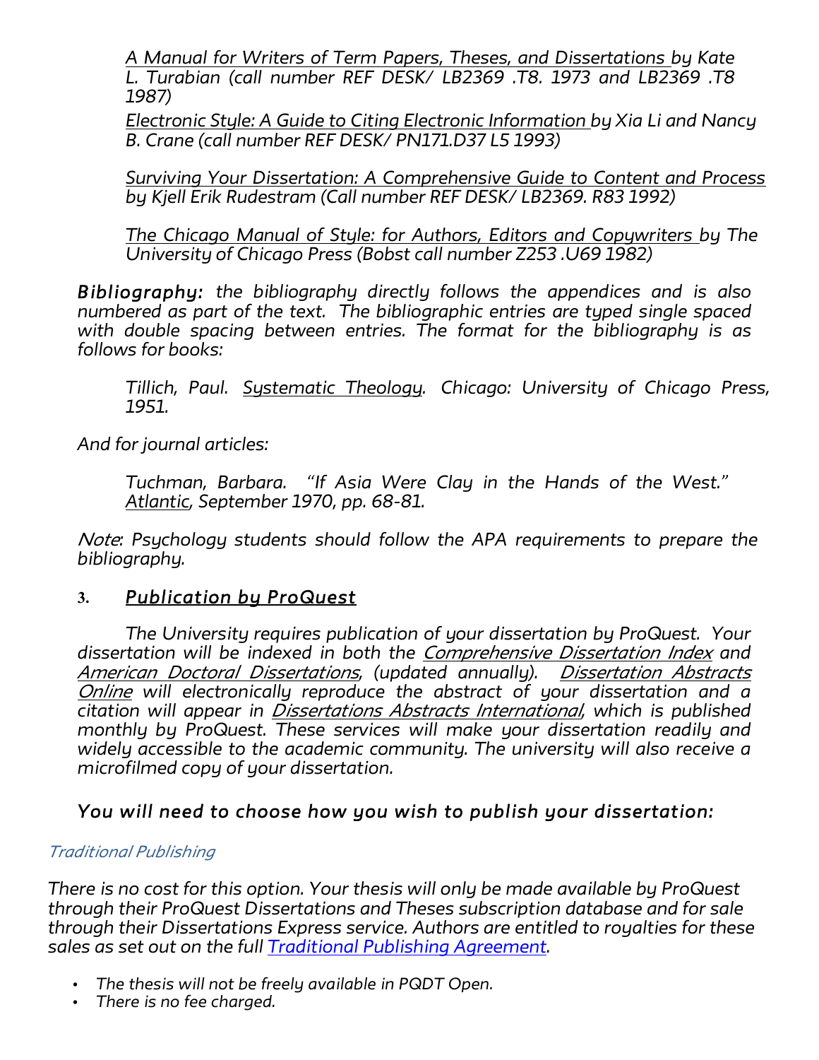*A Manual for Writers of Term Papers, Theses, and Dissertations* by Kate L. Turabian (call number REF DESK/ LB2369 .T8. 1973 and LB2369 .T8 1987)

*Electronic Style: A Guide to Citing Electronic Information* by Xia Li and Nancy B. Crane (call number REF DESK/ PN171.D37 L5 1993)

*Surviving Your Dissertation: A Comprehensive Guide to Content and Process* by Kjell Erik Rudestram (Call number REF DESK/ LB2369. R83 1992)

*The Chicago Manual of Style: for Authors, Editors and Copywriters* by The University of Chicago Press (Bobst call number Z253 .U69 1982)

***Bibliography:*** *the bibliography directly follows the appendices and is also numbered as part of the text. The bibliographic entries are typed single spaced with double spacing between entries. The format for the bibliography is as follows for books:*

> *Tillich, Paul. Systematic Theology. Chicago: University of Chicago Press, 1951.*

*And for journal articles:*

> *Tuchman, Barbara. "If Asia Were Clay in the Hands of the West." Atlantic, September 1970, pp. 68-81.*

*Note: Psychology students should follow the APA requirements to prepare the bibliography.*

## 3. *Publication by ProQuest*

*The University requires publication of your dissertation by ProQuest. Your dissertation will be indexed in both the Comprehensive Dissertation Index and American Doctoral Dissertations, (updated annually). Dissertation Abstracts Online will electronically reproduce the abstract of your dissertation and a citation will appear in Dissertations Abstracts International, which is published monthly by ProQuest. These services will make your dissertation readily and widely accessible to the academic community. The university will also receive a microfilmed copy of your dissertation.*

### *You will need to choose how you wish to publish your dissertation:*

*Traditional Publishing*

*There is no cost for this option. Your thesis will only be made available by ProQuest through their ProQuest Dissertations and Theses subscription database and for sale through their Dissertations Express service. Authors are entitled to royalties for these sales as set out on the full Traditional Publishing Agreement.*

- *The thesis will not be freely available in PQDT Open.*
- *There is no fee charged.*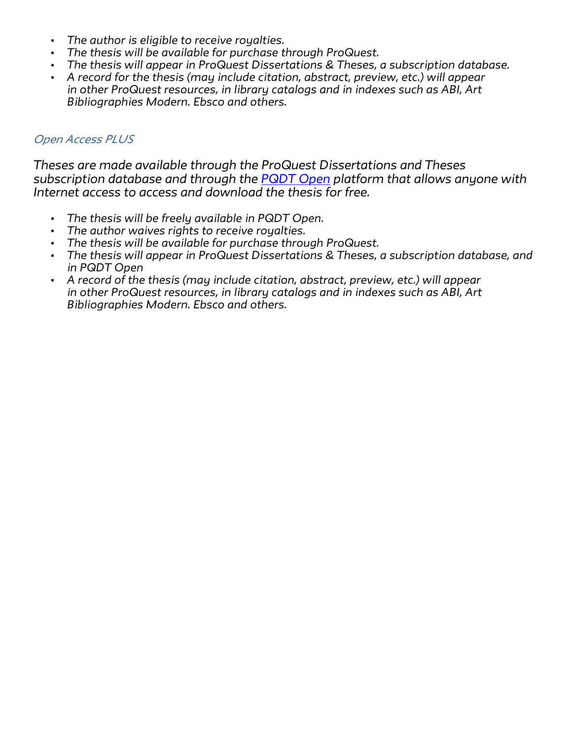- *The author is eligible to receive royalties.*
- *The thesis will be available for purchase through ProQuest.*
- *The thesis will appear in ProQuest Dissertations & Theses, a subscription database.*
- *A record for the thesis (may include citation, abstract, preview, etc.) will appear in other ProQuest resources, in library catalogs and in indexes such as ABI, Art Bibliographies Modern. Ebsco and others.*

### *Open Access PLUS*

*Theses are made available through the ProQuest Dissertations and Theses subscription database and through the [PQDT Open](PQDT Open) platform that allows anyone with Internet access to access and download the thesis for free.*

- *The thesis will be freely available in PQDT Open.*
- *The author waives rights to receive royalties.*
- *The thesis will be available for purchase through ProQuest.*
- *The thesis will appear in ProQuest Dissertations & Theses, a subscription database, and in PQDT Open*
- *A record of the thesis (may include citation, abstract, preview, etc.) will appear in other ProQuest resources, in library catalogs and in indexes such as ABI, Art Bibliographies Modern. Ebsco and others.*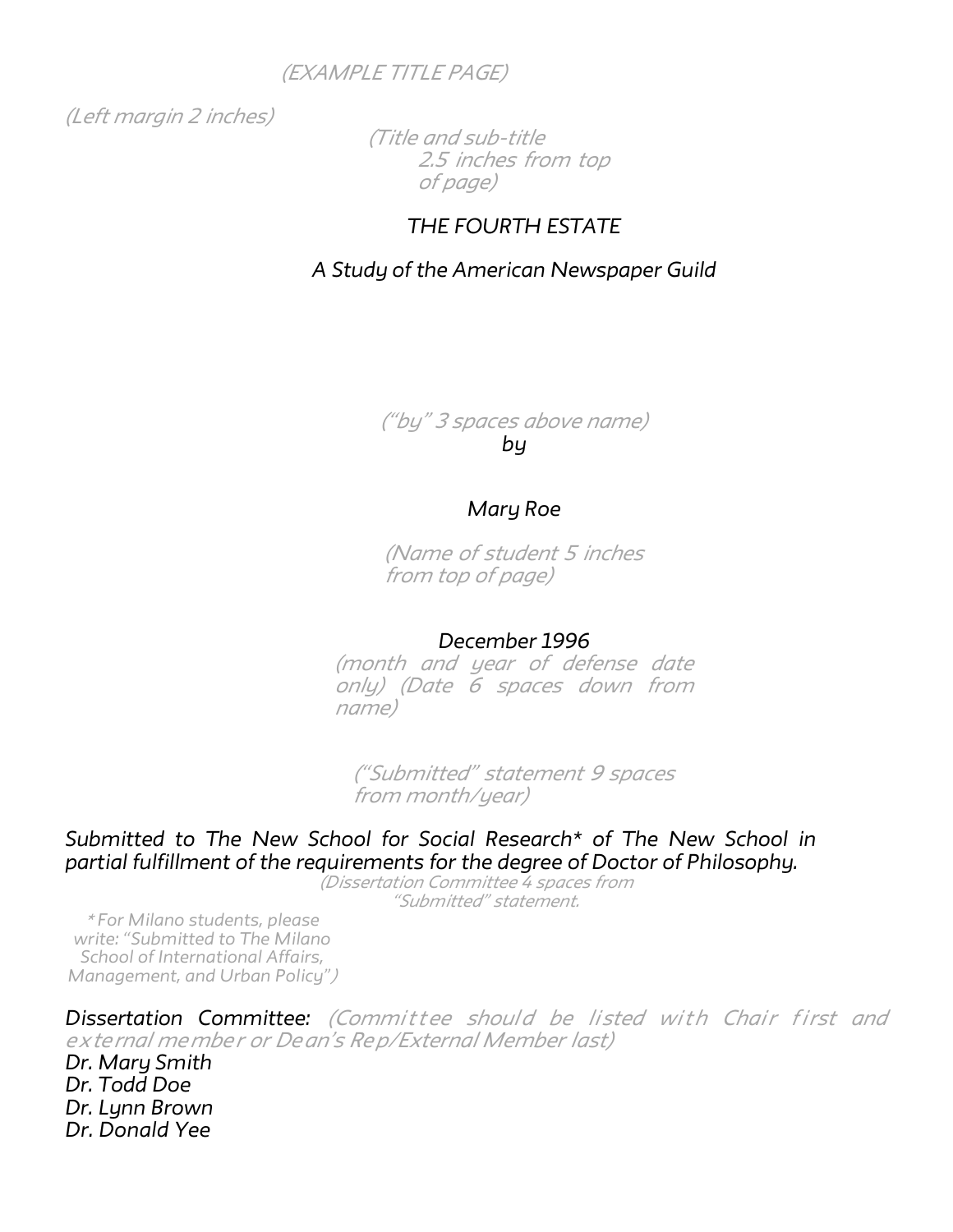(EXAMPLE TITLE PAGE)

(Left margin 2 inches)

(Title and sub-title 2.5 inches from top of page)

*THE FOURTH ESTATE*

*A Study of the American Newspaper Guild*

("by" 3 spaces above name)

*by*

*Mary Roe*

(Name of student 5 inches from top of page)

*December 1996*

(month and year of defense date only) (Date 6 spaces down from name)

("Submitted" statement 9 spaces from month/year)

*Submitted to The New School for Social Research\* of The New School in partial fulfillment of the requirements for the degree of Doctor of Philosophy.*

(Dissertation Committee 4 spaces from "Submitted" statement.

*\*For Milano students, please write: "Submitted to The Milano School of International Affairs, Management, and Urban Policy")*

*Dissertation Committee:* (Committee should be listed with Chair first and external member or Dean's Rep/External Member last)

*Dr. Mary Smith*
*Dr. Todd Doe*
*Dr. Lynn Brown*
*Dr. Donald Yee*